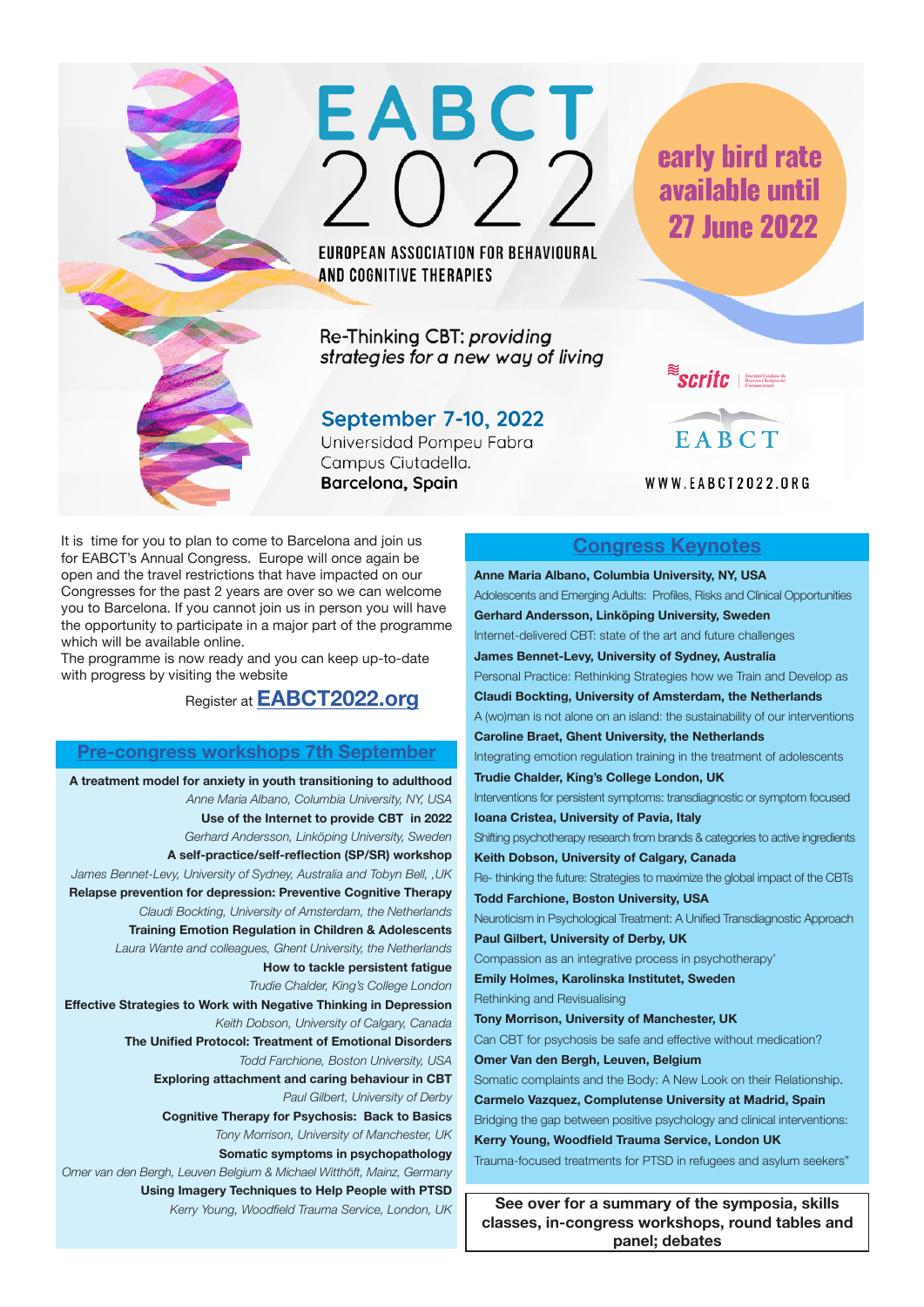# EABCT 2022

EUROPEAN ASSOCIATION FOR BEHAVIOURAL AND COGNITIVE THERAPIES

**early bird rate available until 27 June 2022**

Re-Thinking CBT: *providing strategies for a new way of living*

**September 7-10, 2022**
Universidad Pompeu Fabra
Campus Ciutadella.
**Barcelona, Spain**

scritc | Societat Catalana de Recerca i Teràpia del Comportament

EABCT

WWW.EABCT2022.ORG

It is time for you to plan to come to Barcelona and join us for EABCT's Annual Congress. Europe will once again be open and the travel restrictions that have impacted on our Congresses for the past 2 years are over so we can welcome you to Barcelona. If you cannot join us in person you will have the opportunity to participate in a major part of the programme which will be available online.
The programme is now ready and you can keep up-to-date with progress by visiting the website

Register at **EABCT2022.org**

## Pre-congress workshops 7th September

**A treatment model for anxiety in youth transitioning to adulthood**
*Anne Maria Albano, Columbia University, NY, USA*

**Use of the Internet to provide CBT in 2022**
*Gerhard Andersson, Linköping University, Sweden*

**A self-practice/self-reflection (SP/SR) workshop**
*James Bennet-Levy, University of Sydney, Australia and Tobyn Bell, ,UK*

**Relapse prevention for depression: Preventive Cognitive Therapy**
*Claudi Bockting, University of Amsterdam, the Netherlands*

**Training Emotion Regulation in Children & Adolescents**
*Laura Wante and colleagues, Ghent University, the Netherlands*

**How to tackle persistent fatigue**
*Trudie Chalder, King's College London*

**Effective Strategies to Work with Negative Thinking in Depression**
*Keith Dobson, University of Calgary, Canada*

**The Unified Protocol: Treatment of Emotional Disorders**
*Todd Farchione, Boston University, USA*

**Exploring attachment and caring behaviour in CBT**
*Paul Gilbert, University of Derby*

**Cognitive Therapy for Psychosis: Back to Basics**
*Tony Morrison, University of Manchester, UK*

**Somatic symptoms in psychopathology**
*Omer van den Bergh, Leuven Belgium & Michael Witthöft, Mainz, Germany*

**Using Imagery Techniques to Help People with PTSD**
*Kerry Young, Woodfield Trauma Service, London, UK*

## Congress Keynotes

**Anne Maria Albano, Columbia University, NY, USA**
Adolescents and Emerging Adults: Profiles, Risks and Clinical Opportunities

**Gerhard Andersson, Linköping University, Sweden**
Internet-delivered CBT: state of the art and future challenges

**James Bennet-Levy, University of Sydney, Australia**
Personal Practice: Rethinking Strategies how we Train and Develop as

**Claudi Bockting, University of Amsterdam, the Netherlands**
A (wo)man is not alone on an island: the sustainability of our interventions

**Caroline Braet, Ghent University, the Netherlands**
Integrating emotion regulation training in the treatment of adolescents

**Trudie Chalder, King's College London, UK**
Interventions for persistent symptoms: transdiagnostic or symptom focused

**Ioana Cristea, University of Pavia, Italy**
Shifting psychotherapy research from brands & categories to active ingredients

**Keith Dobson, University of Calgary, Canada**
Re- thinking the future: Strategies to maximize the global impact of the CBTs

**Todd Farchione, Boston University, USA**
Neuroticism in Psychological Treatment: A Unified Transdiagnostic Approach

**Paul Gilbert, University of Derby, UK**
Compassion as an integrative process in psychotherapy'

**Emily Holmes, Karolinska Institutet, Sweden**
Rethinking and Revisualising

**Tony Morrison, University of Manchester, UK**
Can CBT for psychosis be safe and effective without medication?

**Omer Van den Bergh, Leuven, Belgium**
Somatic complaints and the Body: A New Look on their Relationship.

**Carmelo Vazquez, Complutense University at Madrid, Spain**
Bridging the gap between positive psychology and clinical interventions:

**Kerry Young, Woodfield Trauma Service, London UK**
Trauma-focused treatments for PTSD in refugees and asylum seekers"

**See over for a summary of the symposia, skills classes, in-congress workshops, round tables and panel; debates**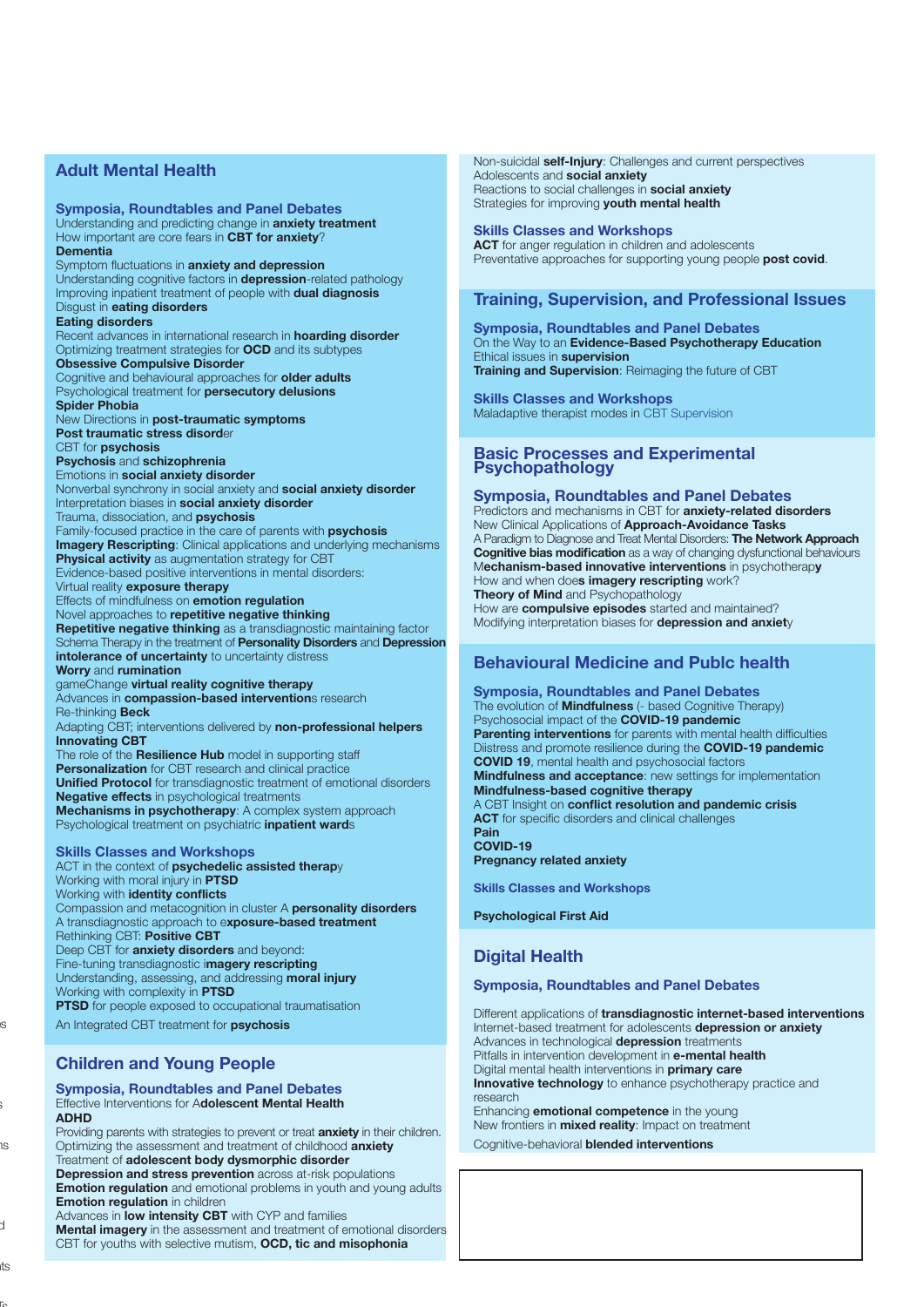## Adult Mental Health

### Symposia, Roundtables and Panel Debates

Understanding and predicting change in **anxiety treatment**
How important are core fears in **CBT for anxiety**?
**Dementia**
Symptom fluctuations in **anxiety and depression**
Understanding cognitive factors in **depression**-related pathology
Improving inpatient treatment of people with **dual diagnosis**
Disgust in **eating disorders**
**Eating disorders**
Recent advances in international research in **hoarding disorder**
Optimizing treatment strategies for **OCD** and its subtypes
**Obsessive Compulsive Disorder**
Cognitive and behavioural approaches for **older adults**
Psychological treatment for **persecutory delusions**
**Spider Phobia**
New Directions in **post-traumatic symptoms**
**Post traumatic stress disorder**
CBT for **psychosis**
**Psychosis** and **schizophrenia**
Emotions in **social anxiety disorder**
Nonverbal synchrony in social anxiety and **social anxiety disorder**
Interpretation biases in **social anxiety disorder**
Trauma, dissociation, and **psychosis**
Family-focused practice in the care of parents with **psychosis**
**Imagery Rescripting**: Clinical applications and underlying mechanisms
**Physical activity** as augmentation strategy for CBT
Evidence-based positive interventions in mental disorders:
Virtual reality **exposure therapy**
Effects of mindfulness on **emotion regulation**
Novel approaches to **repetitive negative thinking**
**Repetitive negative thinking** as a transdiagnostic maintaining factor
Schema Therapy in the treatment of **Personality Disorders** and **Depression**
**intolerance of uncertainty** to uncertainty distress
**Worry** and **rumination**
gameChange **virtual reality cognitive therapy**
Advances in **compassion-based interventions** research
Re-thinking **Beck**
Adapting CBT; interventions delivered by **non-professional helpers**
**Innovating CBT**
The role of the **Resilience Hub** model in supporting staff
**Personalization** for CBT research and clinical practice
**Unified Protocol** for transdiagnostic treatment of emotional disorders
**Negative effects** in psychological treatments
**Mechanisms in psychotherapy**: A complex system approach
Psychological treatment on psychiatric **inpatient wards**

### Skills Classes and Workshops

ACT in the context of **psychedelic assisted therapy**
Working with moral injury in **PTSD**
Working with **identity conflicts**
Compassion and metacognition in cluster A **personality disorders**
A transdiagnostic approach to **exposure-based treatment**
Rethinking CBT: **Positive CBT**
Deep CBT for **anxiety disorders** and beyond:
Fine-tuning transdiagnostic **imagery rescripting**
Understanding, assessing, and addressing **moral injury**
Working with complexity in **PTSD**
**PTSD** for people exposed to occupational traumatisation
An Integrated CBT treatment for **psychosis**

## Children and Young People

### Symposia, Roundtables and Panel Debates

Effective Interventions for **Adolescent Mental Health**
**ADHD**
Providing parents with strategies to prevent or treat **anxiety** in their children.
Optimizing the assessment and treatment of childhood **anxiety**
Treatment of **adolescent body dysmorphic disorder**
**Depression and stress prevention** across at-risk populations
**Emotion regulation** and emotional problems in youth and young adults
**Emotion regulation** in children
Advances in **low intensity CBT** with CYP and families
**Mental imagery** in the assessment and treatment of emotional disorders
CBT for youths with selective mutism, **OCD, tic and misophonia**
Non-suicidal **self-Injury**: Challenges and current perspectives
Adolescents and **social anxiety**
Reactions to social challenges in **social anxiety**
Strategies for improving **youth mental health**

### Skills Classes and Workshops

**ACT** for anger regulation in children and adolescents
Preventative approaches for supporting young people **post covid**.

## Training, Supervision, and Professional Issues

### Symposia, Roundtables and Panel Debates

On the Way to an **Evidence-Based Psychotherapy Education**
Ethical issues in **supervision**
**Training and Supervision**: Reimaging the future of CBT

### Skills Classes and Workshops

Maladaptive therapist modes in CBT Supervision

## Basic Processes and Experimental Psychopathology

### Symposia, Roundtables and Panel Debates

Predictors and mechanisms in CBT for **anxiety-related disorders**
New Clinical Applications of **Approach-Avoidance Tasks**
A Paradigm to Diagnose and Treat Mental Disorders: **The Network Approach**
**Cognitive bias modification** as a way of changing dysfunctional behaviours
**Mechanism-based innovative interventions** in psychotherapy
How and when does **imagery rescripting** work?
**Theory of Mind** and Psychopathology
How are **compulsive episodes** started and maintained?
Modifying interpretation biases for **depression and anxiety**

## Behavioural Medicine and Publc health

### Symposia, Roundtables and Panel Debates

The evolution of **Mindfulness** (- based Cognitive Therapy)
Psychosocial impact of the **COVID-19 pandemic**
**Parenting interventions** for parents with mental health difficulties
Diistress and promote resilience during the **COVID-19 pandemic**
**COVID 19**, mental health and psychosocial factors
**Mindfulness and acceptance**: new settings for implementation
**Mindfulness-based cognitive therapy**
A CBT Insight on **conflict resolution and pandemic crisis**
**ACT** for specific disorders and clinical challenges
**Pain**
**COVID-19**
**Pregnancy related anxiety**

### Skills Classes and Workshops

**Psychological First Aid**

## Digital Health

### Symposia, Roundtables and Panel Debates

Different applications of **transdiagnostic internet-based interventions**
Internet-based treatment for adolescents **depression or anxiety**
Advances in technological **depression** treatments
Pitfalls in intervention development in **e-mental health**
Digital mental health interventions in **primary care**
**Innovative technology** to enhance psychotherapy practice and research
Enhancing **emotional competence** in the young
New frontiers in **mixed reality**: Impact on treatment
Cognitive-behavioral **blended interventions**